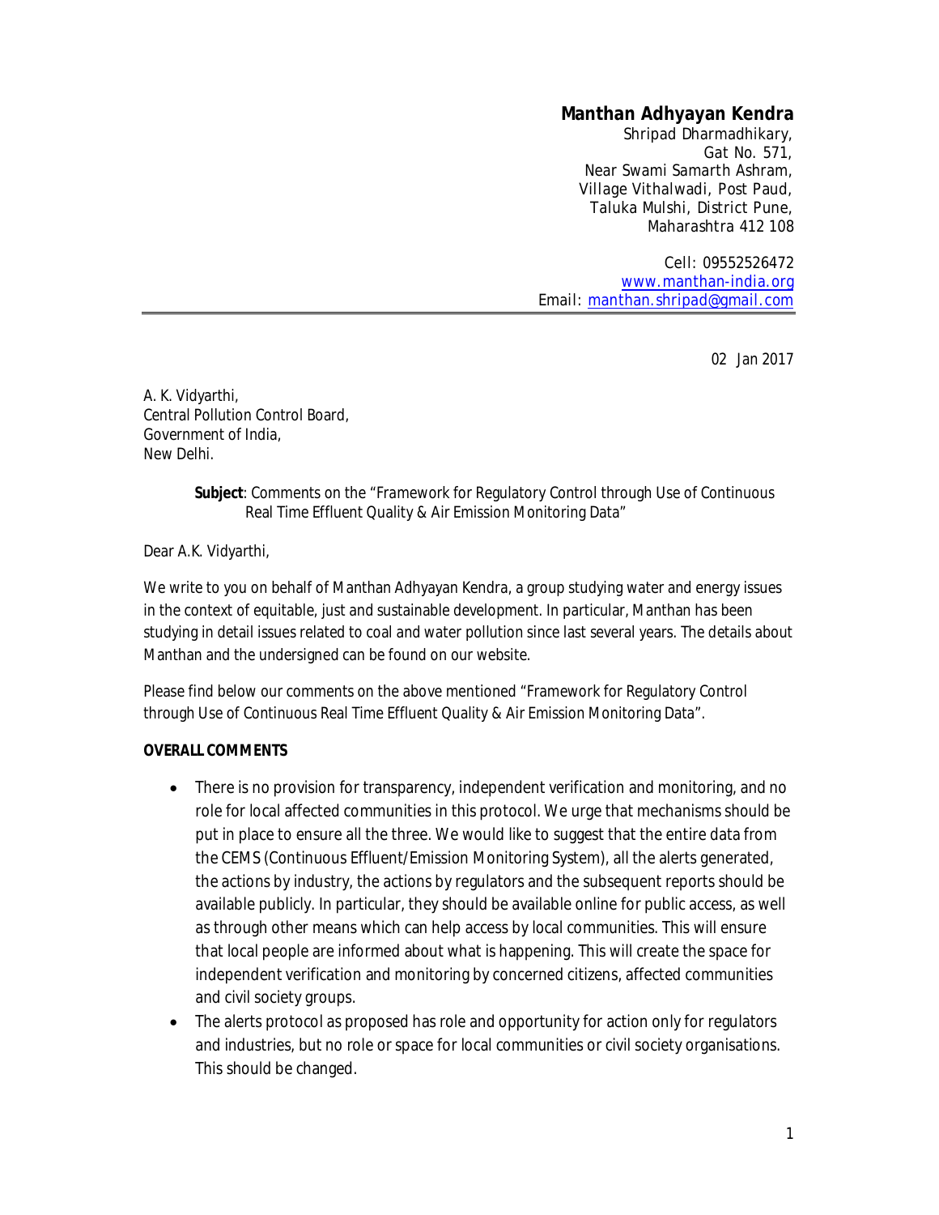**Manthan Adhyayan Kendra**
Shripad Dharmadhikary,
Gat No. 571,
Near Swami Samarth Ashram,
Village Vithalwadi, Post Paud,
Taluka Mulshi, District Pune,
Maharashtra 412 108

Cell: 09552526472
www.manthan-india.org
Email: manthan.shripad@gmail.com

---

02 Jan 2017

A. K. Vidyarthi,
Central Pollution Control Board,
Government of India,
New Delhi.

**Subject**: Comments on the "Framework for Regulatory Control through Use of Continuous Real Time Effluent Quality & Air Emission Monitoring Data"

Dear A.K. Vidyarthi,

We write to you on behalf of Manthan Adhyayan Kendra, a group studying water and energy issues in the context of equitable, just and sustainable development. In particular, Manthan has been studying in detail issues related to coal and water pollution since last several years. The details about Manthan and the undersigned can be found on our website.

Please find below our comments on the above mentioned "Framework for Regulatory Control through Use of Continuous Real Time Effluent Quality & Air Emission Monitoring Data".

**OVERALL COMMENTS**

- There is no provision for transparency, independent verification and monitoring, and no role for local affected communities in this protocol. We urge that mechanisms should be put in place to ensure all the three. We would like to suggest that the entire data from the CEMS (Continuous Effluent/Emission Monitoring System), all the alerts generated, the actions by industry, the actions by regulators and the subsequent reports should be available publicly. In particular, they should be available online for public access, as well as through other means which can help access by local communities. This will ensure that local people are informed about what is happening. This will create the space for independent verification and monitoring by concerned citizens, affected communities and civil society groups.
- The alerts protocol as proposed has role and opportunity for action only for regulators and industries, but no role or space for local communities or civil society organisations. This should be changed.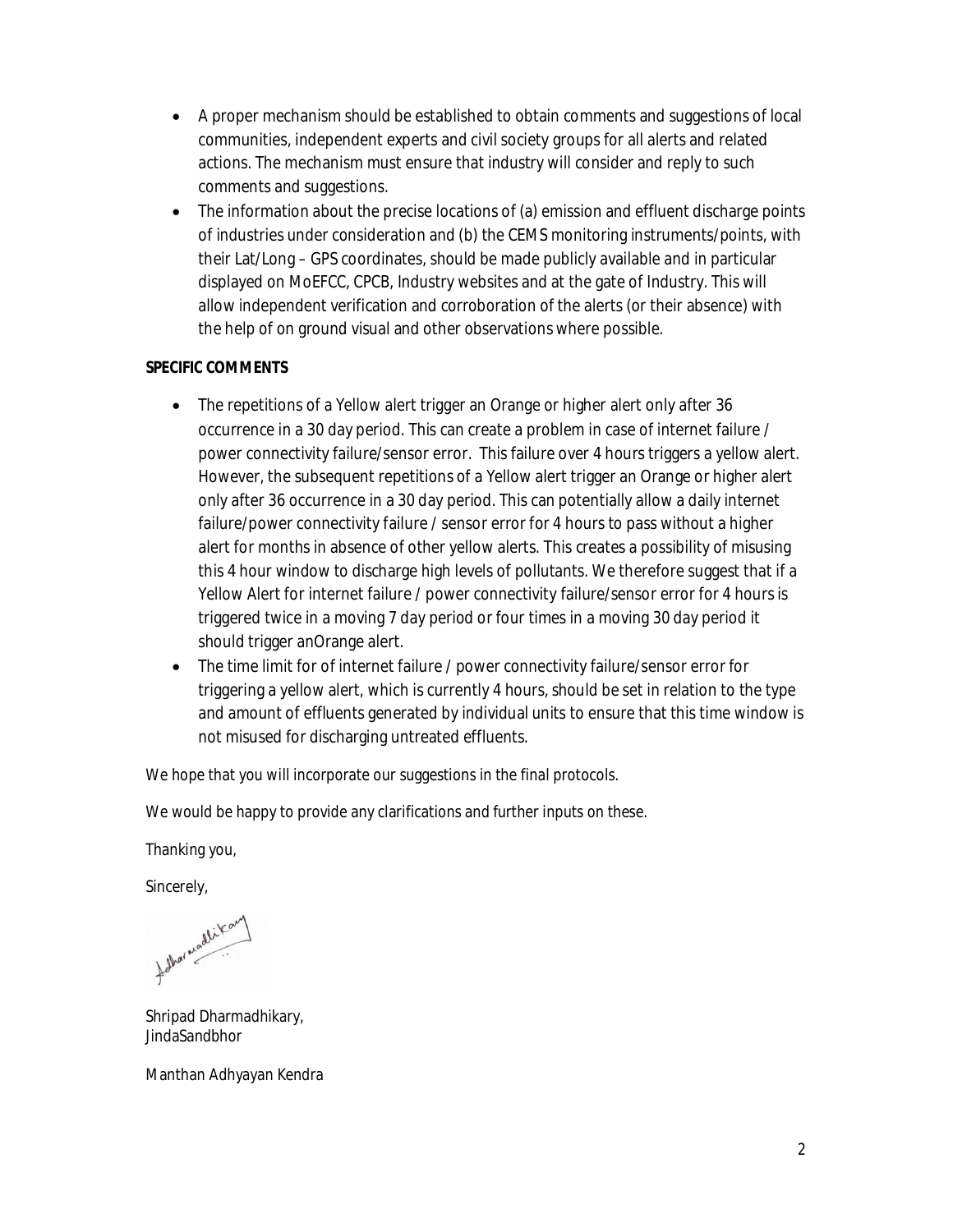- A proper mechanism should be established to obtain comments and suggestions of local communities, independent experts and civil society groups for all alerts and related actions. The mechanism must ensure that industry will consider and reply to such comments and suggestions.
- The information about the precise locations of (a) emission and effluent discharge points of industries under consideration and (b) the CEMS monitoring instruments/points, with their Lat/Long – GPS coordinates, should be made publicly available and in particular displayed on MoEFCC, CPCB, Industry websites and at the gate of Industry. This will allow independent verification and corroboration of the alerts (or their absence) with the help of on ground visual and other observations where possible.

**SPECIFIC COMMENTS**

- The repetitions of a Yellow alert trigger an Orange or higher alert only after 36 occurrence in a 30 day period. This can create a problem in case of internet failure / power connectivity failure/sensor error. This failure over 4 hours triggers a yellow alert. However, the subsequent repetitions of a Yellow alert trigger an Orange or higher alert only after 36 occurrence in a 30 day period. This can potentially allow a daily internet failure/power connectivity failure / sensor error for 4 hours to pass without a higher alert for months in absence of other yellow alerts. This creates a possibility of misusing this 4 hour window to discharge high levels of pollutants. We therefore suggest that if a Yellow Alert for internet failure / power connectivity failure/sensor error for 4 hours is triggered twice in a moving 7 day period or four times in a moving 30 day period it should trigger anOrange alert.
- The time limit for of internet failure / power connectivity failure/sensor error for triggering a yellow alert, which is currently 4 hours, should be set in relation to the type and amount of effluents generated by individual units to ensure that this time window is not misused for discharging untreated effluents.

We hope that you will incorporate our suggestions in the final protocols.

We would be happy to provide any clarifications and further inputs on these.

Thanking you,

Sincerely,

Shripad Dharmadhikary,
JindaSandbhor

Manthan Adhyayan Kendra